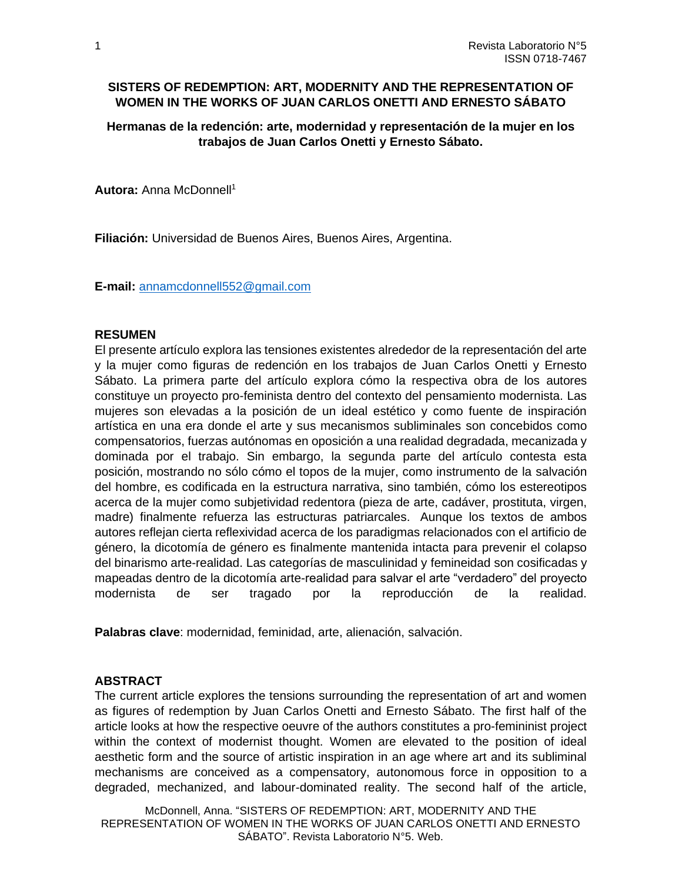# SISTERS OF REDEMPTION: ART, MODERNITY AND THE REPRESENTATION OF WOMEN IN THE WORKS OF JUAN CARLOS ONETTI AND ERNESTO SÁBATO

## Hermanas de la redención: arte, modernidad y representación de la mujer en los trabajos de Juan Carlos Onetti y Ernesto Sábato.

**Autora:** Anna McDonnell[1]

**Filiación:** Universidad de Buenos Aires, Buenos Aires, Argentina.

**E-mail:** annamcdonnell552@gmail.com

### RESUMEN

El presente artículo explora las tensiones existentes alrededor de la representación del arte y la mujer como figuras de redención en los trabajos de Juan Carlos Onetti y Ernesto Sábato. La primera parte del artículo explora cómo la respectiva obra de los autores constituye un proyecto pro-feminista dentro del contexto del pensamiento modernista. Las mujeres son elevadas a la posición de un ideal estético y como fuente de inspiración artística en una era donde el arte y sus mecanismos subliminales son concebidos como compensatorios, fuerzas autónomas en oposición a una realidad degradada, mecanizada y dominada por el trabajo. Sin embargo, la segunda parte del artículo contesta esta posición, mostrando no sólo cómo el topos de la mujer, como instrumento de la salvación del hombre, es codificada en la estructura narrativa, sino también, cómo los estereotipos acerca de la mujer como subjetividad redentora (pieza de arte, cadáver, prostituta, virgen, madre) finalmente refuerza las estructuras patriarcales. Aunque los textos de ambos autores reflejan cierta reflexividad acerca de los paradigmas relacionados con el artificio de género, la dicotomía de género es finalmente mantenida intacta para prevenir el colapso del binarismo arte-realidad. Las categorías de masculinidad y femineidad son cosificadas y mapeadas dentro de la dicotomía arte-realidad para salvar el arte "verdadero" del proyecto modernista de ser tragado por la reproducción de la realidad.

**Palabras clave**: modernidad, feminidad, arte, alienación, salvación.

### ABSTRACT

The current article explores the tensions surrounding the representation of art and women as figures of redemption by Juan Carlos Onetti and Ernesto Sábato. The first half of the article looks at how the respective oeuvre of the authors constitutes a pro-femininist project within the context of modernist thought. Women are elevated to the position of ideal aesthetic form and the source of artistic inspiration in an age where art and its subliminal mechanisms are conceived as a compensatory, autonomous force in opposition to a degraded, mechanized, and labour-dominated reality. The second half of the article,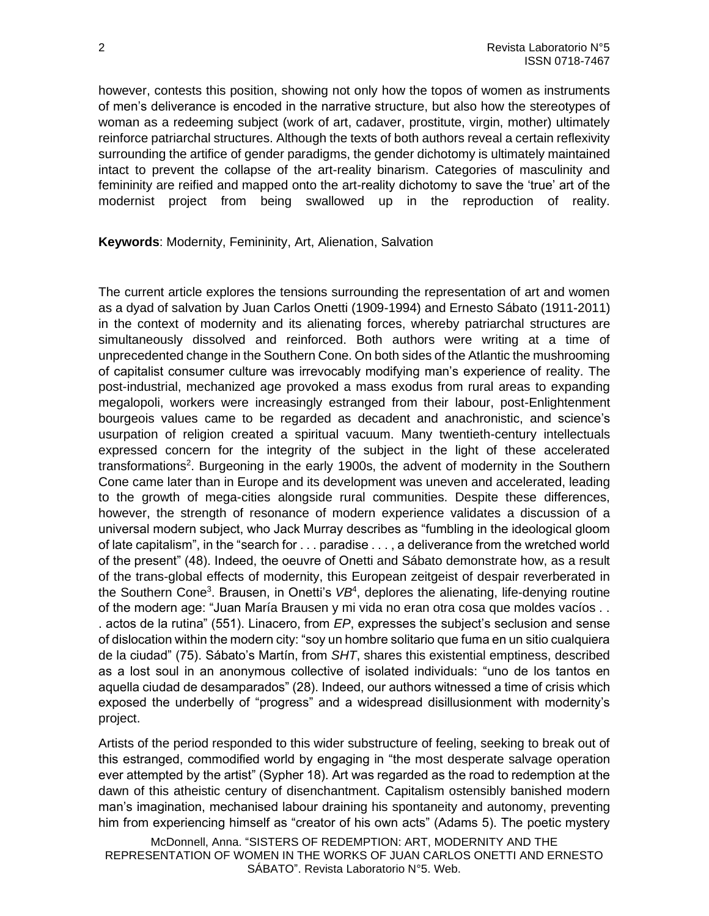however, contests this position, showing not only how the topos of women as instruments of men's deliverance is encoded in the narrative structure, but also how the stereotypes of woman as a redeeming subject (work of art, cadaver, prostitute, virgin, mother) ultimately reinforce patriarchal structures. Although the texts of both authors reveal a certain reflexivity surrounding the artifice of gender paradigms, the gender dichotomy is ultimately maintained intact to prevent the collapse of the art-reality binarism. Categories of masculinity and femininity are reified and mapped onto the art-reality dichotomy to save the 'true' art of the modernist project from being swallowed up in the reproduction of reality.

**Keywords**: Modernity, Femininity, Art, Alienation, Salvation

The current article explores the tensions surrounding the representation of art and women as a dyad of salvation by Juan Carlos Onetti (1909-1994) and Ernesto Sábato (1911-2011) in the context of modernity and its alienating forces, whereby patriarchal structures are simultaneously dissolved and reinforced. Both authors were writing at a time of unprecedented change in the Southern Cone. On both sides of the Atlantic the mushrooming of capitalist consumer culture was irrevocably modifying man's experience of reality. The post-industrial, mechanized age provoked a mass exodus from rural areas to expanding megalopoli, workers were increasingly estranged from their labour, post-Enlightenment bourgeois values came to be regarded as decadent and anachronistic, and science's usurpation of religion created a spiritual vacuum. Many twentieth-century intellectuals expressed concern for the integrity of the subject in the light of these accelerated transformations[2]. Burgeoning in the early 1900s, the advent of modernity in the Southern Cone came later than in Europe and its development was uneven and accelerated, leading to the growth of mega-cities alongside rural communities. Despite these differences, however, the strength of resonance of modern experience validates a discussion of a universal modern subject, who Jack Murray describes as "fumbling in the ideological gloom of late capitalism", in the "search for . . . paradise . . . , a deliverance from the wretched world of the present" (48). Indeed, the oeuvre of Onetti and Sábato demonstrate how, as a result of the trans-global effects of modernity, this European zeitgeist of despair reverberated in the Southern Cone[3]. Brausen, in Onetti's *VB*[4], deplores the alienating, life-denying routine of the modern age: "Juan María Brausen y mi vida no eran otra cosa que moldes vacíos . . . actos de la rutina" (551). Linacero, from *EP*, expresses the subject's seclusion and sense of dislocation within the modern city: "soy un hombre solitario que fuma en un sitio cualquiera de la ciudad" (75). Sábato's Martín, from *SHT*, shares this existential emptiness, described as a lost soul in an anonymous collective of isolated individuals: "uno de los tantos en aquella ciudad de desamparados" (28). Indeed, our authors witnessed a time of crisis which exposed the underbelly of "progress" and a widespread disillusionment with modernity's project.

Artists of the period responded to this wider substructure of feeling, seeking to break out of this estranged, commodified world by engaging in "the most desperate salvage operation ever attempted by the artist" (Sypher 18). Art was regarded as the road to redemption at the dawn of this atheistic century of disenchantment. Capitalism ostensibly banished modern man's imagination, mechanised labour draining his spontaneity and autonomy, preventing him from experiencing himself as "creator of his own acts" (Adams 5). The poetic mystery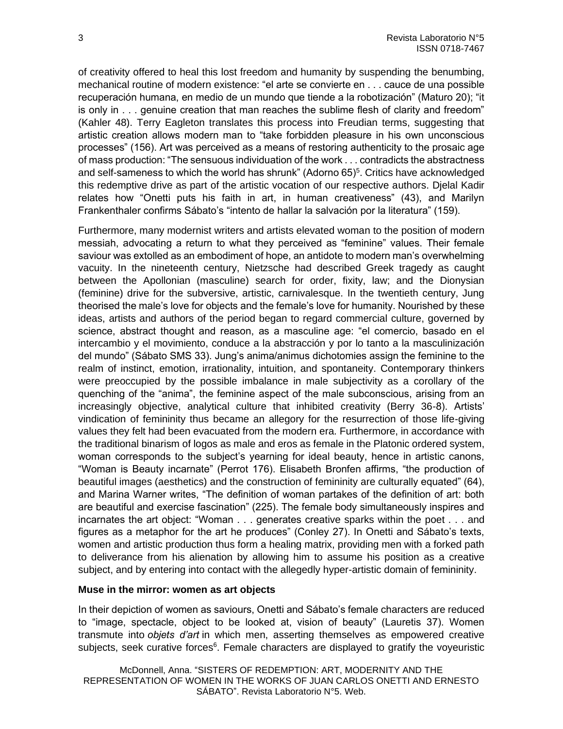of creativity offered to heal this lost freedom and humanity by suspending the benumbing, mechanical routine of modern existence: "el arte se convierte en . . . cauce de una possible recuperación humana, en medio de un mundo que tiende a la robotización" (Maturo 20); "it is only in . . . genuine creation that man reaches the sublime flesh of clarity and freedom" (Kahler 48). Terry Eagleton translates this process into Freudian terms, suggesting that artistic creation allows modern man to "take forbidden pleasure in his own unconscious processes" (156). Art was perceived as a means of restoring authenticity to the prosaic age of mass production: "The sensuous individuation of the work . . . contradicts the abstractness and self-sameness to which the world has shrunk" (Adorno 65)[5]. Critics have acknowledged this redemptive drive as part of the artistic vocation of our respective authors. Djelal Kadir relates how "Onetti puts his faith in art, in human creativeness" (43), and Marilyn Frankenthaler confirms Sábato's "intento de hallar la salvación por la literatura" (159).

Furthermore, many modernist writers and artists elevated woman to the position of modern messiah, advocating a return to what they perceived as "feminine" values. Their female saviour was extolled as an embodiment of hope, an antidote to modern man's overwhelming vacuity. In the nineteenth century, Nietzsche had described Greek tragedy as caught between the Apollonian (masculine) search for order, fixity, law; and the Dionysian (feminine) drive for the subversive, artistic, carnivalesque. In the twentieth century, Jung theorised the male's love for objects and the female's love for humanity. Nourished by these ideas, artists and authors of the period began to regard commercial culture, governed by science, abstract thought and reason, as a masculine age: "el comercio, basado en el intercambio y el movimiento, conduce a la abstracción y por lo tanto a la masculinización del mundo" (Sábato SMS 33). Jung's anima/animus dichotomies assign the feminine to the realm of instinct, emotion, irrationality, intuition, and spontaneity. Contemporary thinkers were preoccupied by the possible imbalance in male subjectivity as a corollary of the quenching of the "anima", the feminine aspect of the male subconscious, arising from an increasingly objective, analytical culture that inhibited creativity (Berry 36-8). Artists' vindication of femininity thus became an allegory for the resurrection of those life-giving values they felt had been evacuated from the modern era. Furthermore, in accordance with the traditional binarism of logos as male and eros as female in the Platonic ordered system, woman corresponds to the subject's yearning for ideal beauty, hence in artistic canons, "Woman is Beauty incarnate" (Perrot 176). Elisabeth Bronfen affirms, "the production of beautiful images (aesthetics) and the construction of femininity are culturally equated" (64), and Marina Warner writes, "The definition of woman partakes of the definition of art: both are beautiful and exercise fascination" (225). The female body simultaneously inspires and incarnates the art object: "Woman . . . generates creative sparks within the poet . . . and figures as a metaphor for the art he produces" (Conley 27). In Onetti and Sábato's texts, women and artistic production thus form a healing matrix, providing men with a forked path to deliverance from his alienation by allowing him to assume his position as a creative subject, and by entering into contact with the allegedly hyper-artistic domain of femininity.

**Muse in the mirror: women as art objects**

In their depiction of women as saviours, Onetti and Sábato's female characters are reduced to "image, spectacle, object to be looked at, vision of beauty" (Lauretis 37). Women transmute into *objets d'art* in which men, asserting themselves as empowered creative subjects, seek curative forces[6]. Female characters are displayed to gratify the voyeuristic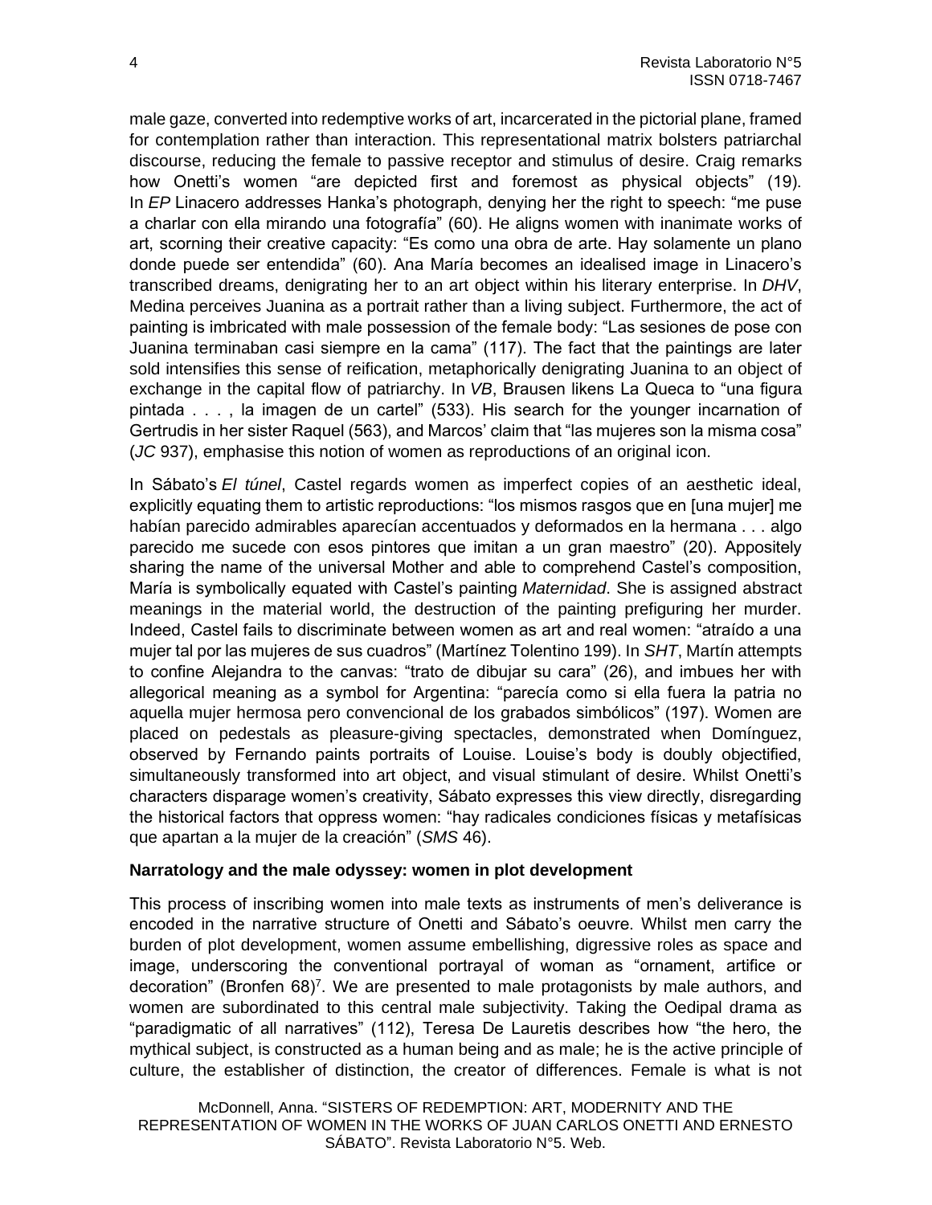male gaze, converted into redemptive works of art, incarcerated in the pictorial plane, framed for contemplation rather than interaction. This representational matrix bolsters patriarchal discourse, reducing the female to passive receptor and stimulus of desire. Craig remarks how Onetti's women "are depicted first and foremost as physical objects" (19). In *EP* Linacero addresses Hanka's photograph, denying her the right to speech: "me puse a charlar con ella mirando una fotografía" (60). He aligns women with inanimate works of art, scorning their creative capacity: "Es como una obra de arte. Hay solamente un plano donde puede ser entendida" (60). Ana María becomes an idealised image in Linacero's transcribed dreams, denigrating her to an art object within his literary enterprise. In *DHV*, Medina perceives Juanina as a portrait rather than a living subject. Furthermore, the act of painting is imbricated with male possession of the female body: "Las sesiones de pose con Juanina terminaban casi siempre en la cama" (117). The fact that the paintings are later sold intensifies this sense of reification, metaphorically denigrating Juanina to an object of exchange in the capital flow of patriarchy. In *VB*, Brausen likens La Queca to "una figura pintada . . . , la imagen de un cartel" (533). His search for the younger incarnation of Gertrudis in her sister Raquel (563), and Marcos' claim that "las mujeres son la misma cosa" (*JC* 937), emphasise this notion of women as reproductions of an original icon.

In Sábato's *El túnel*, Castel regards women as imperfect copies of an aesthetic ideal, explicitly equating them to artistic reproductions: "los mismos rasgos que en [una mujer] me habían parecido admirables aparecían accentuados y deformados en la hermana . . . algo parecido me sucede con esos pintores que imitan a un gran maestro" (20). Appositely sharing the name of the universal Mother and able to comprehend Castel's composition, María is symbolically equated with Castel's painting *Maternidad*. She is assigned abstract meanings in the material world, the destruction of the painting prefiguring her murder. Indeed, Castel fails to discriminate between women as art and real women: "atraído a una mujer tal por las mujeres de sus cuadros" (Martínez Tolentino 199). In *SHT*, Martín attempts to confine Alejandra to the canvas: "trato de dibujar su cara" (26), and imbues her with allegorical meaning as a symbol for Argentina: "parecía como si ella fuera la patria no aquella mujer hermosa pero convencional de los grabados simbólicos" (197). Women are placed on pedestals as pleasure-giving spectacles, demonstrated when Domínguez, observed by Fernando paints portraits of Louise. Louise's body is doubly objectified, simultaneously transformed into art object, and visual stimulant of desire. Whilst Onetti's characters disparage women's creativity, Sábato expresses this view directly, disregarding the historical factors that oppress women: "hay radicales condiciones físicas y metafísicas que apartan a la mujer de la creación" (*SMS* 46).

### Narratology and the male odyssey: women in plot development

This process of inscribing women into male texts as instruments of men's deliverance is encoded in the narrative structure of Onetti and Sábato's oeuvre. Whilst men carry the burden of plot development, women assume embellishing, digressive roles as space and image, underscoring the conventional portrayal of woman as "ornament, artifice or decoration" (Bronfen 68)[7]. We are presented to male protagonists by male authors, and women are subordinated to this central male subjectivity. Taking the Oedipal drama as "paradigmatic of all narratives" (112), Teresa De Lauretis describes how "the hero, the mythical subject, is constructed as a human being and as male; he is the active principle of culture, the establisher of distinction, the creator of differences. Female is what is not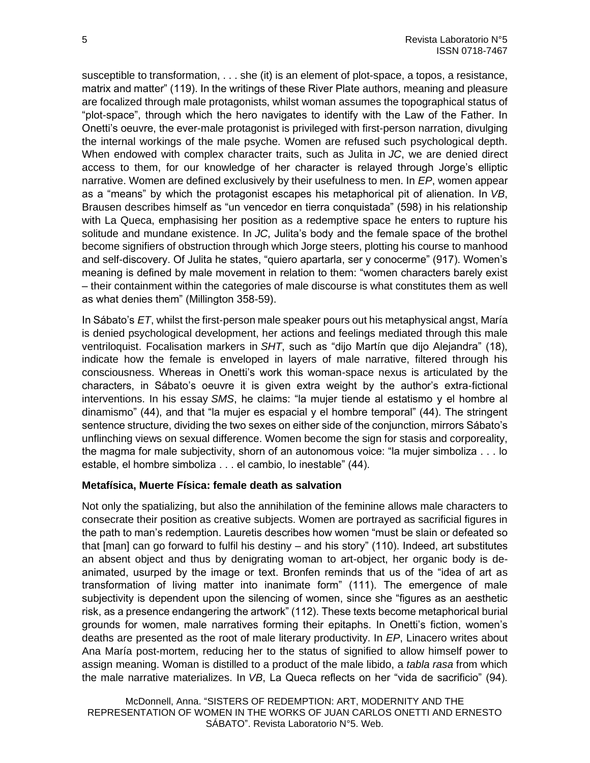susceptible to transformation, . . . she (it) is an element of plot-space, a topos, a resistance, matrix and matter" (119). In the writings of these River Plate authors, meaning and pleasure are focalized through male protagonists, whilst woman assumes the topographical status of "plot-space", through which the hero navigates to identify with the Law of the Father. In Onetti's oeuvre, the ever-male protagonist is privileged with first-person narration, divulging the internal workings of the male psyche. Women are refused such psychological depth. When endowed with complex character traits, such as Julita in *JC*, we are denied direct access to them, for our knowledge of her character is relayed through Jorge's elliptic narrative. Women are defined exclusively by their usefulness to men. In *EP*, women appear as a "means" by which the protagonist escapes his metaphorical pit of alienation. In *VB*, Brausen describes himself as "un vencedor en tierra conquistada" (598) in his relationship with La Queca, emphasising her position as a redemptive space he enters to rupture his solitude and mundane existence. In *JC*, Julita's body and the female space of the brothel become signifiers of obstruction through which Jorge steers, plotting his course to manhood and self-discovery. Of Julita he states, "quiero apartarla, ser y conocerme" (917). Women's meaning is defined by male movement in relation to them: "women characters barely exist – their containment within the categories of male discourse is what constitutes them as well as what denies them" (Millington 358-59).

In Sábato's *ET*, whilst the first-person male speaker pours out his metaphysical angst, María is denied psychological development, her actions and feelings mediated through this male ventriloquist. Focalisation markers in *SHT*, such as "dijo Martín que dijo Alejandra" (18), indicate how the female is enveloped in layers of male narrative, filtered through his consciousness. Whereas in Onetti's work this woman-space nexus is articulated by the characters, in Sábato's oeuvre it is given extra weight by the author's extra-fictional interventions. In his essay *SMS*, he claims: "la mujer tiende al estatismo y el hombre al dinamismo" (44), and that "la mujer es espacial y el hombre temporal" (44). The stringent sentence structure, dividing the two sexes on either side of the conjunction, mirrors Sábato's unflinching views on sexual difference. Women become the sign for stasis and corporeality, the magma for male subjectivity, shorn of an autonomous voice: "la mujer simboliza . . . lo estable, el hombre simboliza . . . el cambio, lo inestable" (44).

**Metafísica, Muerte Física: female death as salvation**

Not only the spatializing, but also the annihilation of the feminine allows male characters to consecrate their position as creative subjects. Women are portrayed as sacrificial figures in the path to man's redemption. Lauretis describes how women "must be slain or defeated so that [man] can go forward to fulfil his destiny – and his story" (110). Indeed, art substitutes an absent object and thus by denigrating woman to art-object, her organic body is de-animated, usurped by the image or text. Bronfen reminds that us of the "idea of art as transformation of living matter into inanimate form" (111). The emergence of male subjectivity is dependent upon the silencing of women, since she "figures as an aesthetic risk, as a presence endangering the artwork" (112). These texts become metaphorical burial grounds for women, male narratives forming their epitaphs. In Onetti's fiction, women's deaths are presented as the root of male literary productivity. In *EP*, Linacero writes about Ana María post-mortem, reducing her to the status of signified to allow himself power to assign meaning. Woman is distilled to a product of the male libido, a *tabla rasa* from which the male narrative materializes. In *VB*, La Queca reflects on her "vida de sacrificio" (94).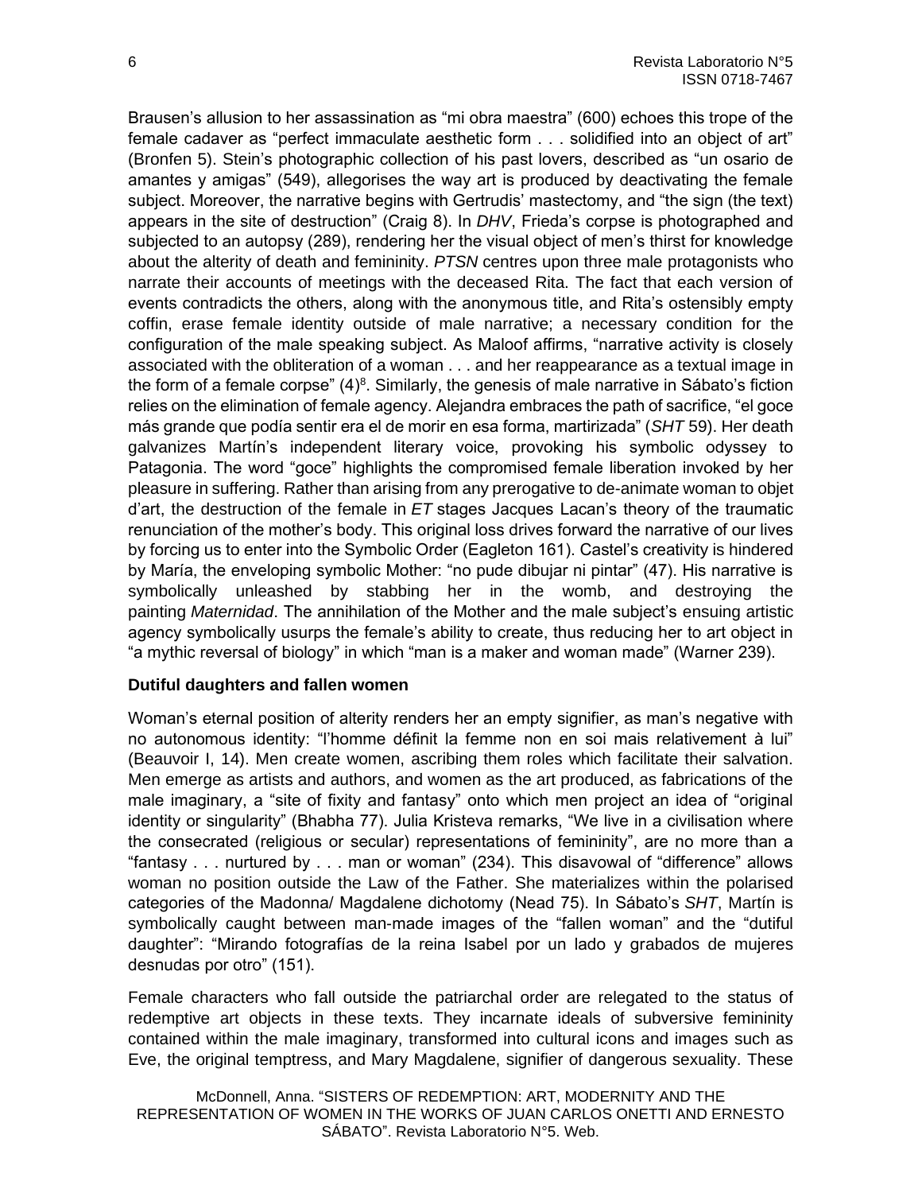Brausen's allusion to her assassination as "mi obra maestra" (600) echoes this trope of the female cadaver as "perfect immaculate aesthetic form . . . solidified into an object of art" (Bronfen 5). Stein's photographic collection of his past lovers, described as "un osario de amantes y amigas" (549), allegorises the way art is produced by deactivating the female subject. Moreover, the narrative begins with Gertrudis' mastectomy, and "the sign (the text) appears in the site of destruction" (Craig 8). In *DHV*, Frieda's corpse is photographed and subjected to an autopsy (289), rendering her the visual object of men's thirst for knowledge about the alterity of death and femininity. *PTSN* centres upon three male protagonists who narrate their accounts of meetings with the deceased Rita. The fact that each version of events contradicts the others, along with the anonymous title, and Rita's ostensibly empty coffin, erase female identity outside of male narrative; a necessary condition for the configuration of the male speaking subject. As Maloof affirms, "narrative activity is closely associated with the obliteration of a woman . . . and her reappearance as a textual image in the form of a female corpse" (4)[8]. Similarly, the genesis of male narrative in Sábato's fiction relies on the elimination of female agency. Alejandra embraces the path of sacrifice, "el goce más grande que podía sentir era el de morir en esa forma, martirizada" (*SHT* 59). Her death galvanizes Martín's independent literary voice, provoking his symbolic odyssey to Patagonia. The word "goce" highlights the compromised female liberation invoked by her pleasure in suffering. Rather than arising from any prerogative to de-animate woman to objet d'art, the destruction of the female in *ET* stages Jacques Lacan's theory of the traumatic renunciation of the mother's body. This original loss drives forward the narrative of our lives by forcing us to enter into the Symbolic Order (Eagleton 161). Castel's creativity is hindered by María, the enveloping symbolic Mother: "no pude dibujar ni pintar" (47). His narrative is symbolically unleashed by stabbing her in the womb, and destroying the painting *Maternidad*. The annihilation of the Mother and the male subject's ensuing artistic agency symbolically usurps the female's ability to create, thus reducing her to art object in "a mythic reversal of biology" in which "man is a maker and woman made" (Warner 239).

**Dutiful daughters and fallen women**

Woman's eternal position of alterity renders her an empty signifier, as man's negative with no autonomous identity: "l'homme définit la femme non en soi mais relativement à lui" (Beauvoir I, 14). Men create women, ascribing them roles which facilitate their salvation. Men emerge as artists and authors, and women as the art produced, as fabrications of the male imaginary, a "site of fixity and fantasy" onto which men project an idea of "original identity or singularity" (Bhabha 77). Julia Kristeva remarks, "We live in a civilisation where the consecrated (religious or secular) representations of femininity", are no more than a "fantasy . . . nurtured by . . . man or woman" (234). This disavowal of "difference" allows woman no position outside the Law of the Father. She materializes within the polarised categories of the Madonna/ Magdalene dichotomy (Nead 75). In Sábato's *SHT*, Martín is symbolically caught between man-made images of the "fallen woman" and the "dutiful daughter": "Mirando fotografías de la reina Isabel por un lado y grabados de mujeres desnudas por otro" (151).

Female characters who fall outside the patriarchal order are relegated to the status of redemptive art objects in these texts. They incarnate ideals of subversive femininity contained within the male imaginary, transformed into cultural icons and images such as Eve, the original temptress, and Mary Magdalene, signifier of dangerous sexuality. These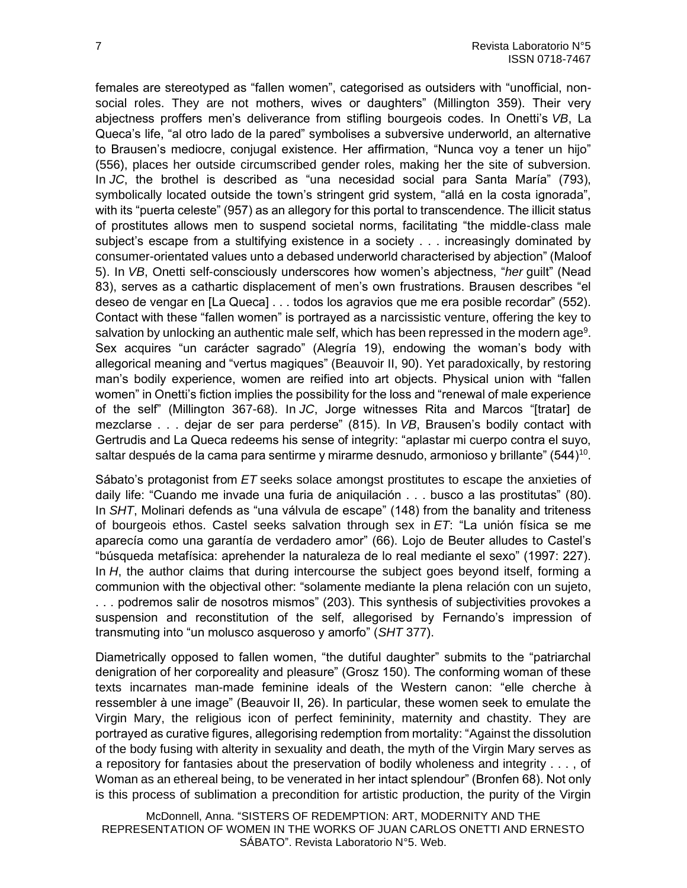females are stereotyped as "fallen women", categorised as outsiders with "unofficial, non-social roles. They are not mothers, wives or daughters" (Millington 359). Their very abjectness proffers men's deliverance from stifling bourgeois codes. In Onetti's *VB*, La Queca's life, "al otro lado de la pared" symbolises a subversive underworld, an alternative to Brausen's mediocre, conjugal existence. Her affirmation, "Nunca voy a tener un hijo" (556), places her outside circumscribed gender roles, making her the site of subversion. In *JC*, the brothel is described as "una necesidad social para Santa María" (793), symbolically located outside the town's stringent grid system, "allá en la costa ignorada", with its "puerta celeste" (957) as an allegory for this portal to transcendence. The illicit status of prostitutes allows men to suspend societal norms, facilitating "the middle-class male subject's escape from a stultifying existence in a society . . . increasingly dominated by consumer-orientated values unto a debased underworld characterised by abjection" (Maloof 5). In *VB*, Onetti self-consciously underscores how women's abjectness, "*her* guilt" (Nead 83), serves as a cathartic displacement of men's own frustrations. Brausen describes "el deseo de vengar en [La Queca] . . . todos los agravios que me era posible recordar" (552). Contact with these "fallen women" is portrayed as a narcissistic venture, offering the key to salvation by unlocking an authentic male self, which has been repressed in the modern age[9]. Sex acquires "un carácter sagrado" (Alegría 19), endowing the woman's body with allegorical meaning and "vertus magiques" (Beauvoir II, 90). Yet paradoxically, by restoring man's bodily experience, women are reified into art objects. Physical union with "fallen women" in Onetti's fiction implies the possibility for the loss and "renewal of male experience of the self" (Millington 367-68). In *JC*, Jorge witnesses Rita and Marcos "[tratar] de mezclarse . . . dejar de ser para perderse" (815). In *VB*, Brausen's bodily contact with Gertrudis and La Queca redeems his sense of integrity: "aplastar mi cuerpo contra el suyo, saltar después de la cama para sentirme y mirarme desnudo, armonioso y brillante" (544)[10].

Sábato's protagonist from *ET* seeks solace amongst prostitutes to escape the anxieties of daily life: "Cuando me invade una furia de aniquilación . . . busco a las prostitutas" (80). In *SHT*, Molinari defends as "una válvula de escape" (148) from the banality and triteness of bourgeois ethos. Castel seeks salvation through sex in *ET*: "La unión física se me aparecía como una garantía de verdadero amor" (66). Lojo de Beuter alludes to Castel's "búsqueda metafísica: aprehender la naturaleza de lo real mediante el sexo" (1997: 227). In *H*, the author claims that during intercourse the subject goes beyond itself, forming a communion with the objectival other: "solamente mediante la plena relación con un sujeto, . . . podremos salir de nosotros mismos" (203). This synthesis of subjectivities provokes a suspension and reconstitution of the self, allegorised by Fernando's impression of transmuting into "un molusco asqueroso y amorfo" (*SHT* 377).

Diametrically opposed to fallen women, "the dutiful daughter" submits to the "patriarchal denigration of her corporeality and pleasure" (Grosz 150). The conforming woman of these texts incarnates man-made feminine ideals of the Western canon: "elle cherche à ressembler à une image" (Beauvoir II, 26). In particular, these women seek to emulate the Virgin Mary, the religious icon of perfect femininity, maternity and chastity. They are portrayed as curative figures, allegorising redemption from mortality: "Against the dissolution of the body fusing with alterity in sexuality and death, the myth of the Virgin Mary serves as a repository for fantasies about the preservation of bodily wholeness and integrity . . . , of Woman as an ethereal being, to be venerated in her intact splendour" (Bronfen 68). Not only is this process of sublimation a precondition for artistic production, the purity of the Virgin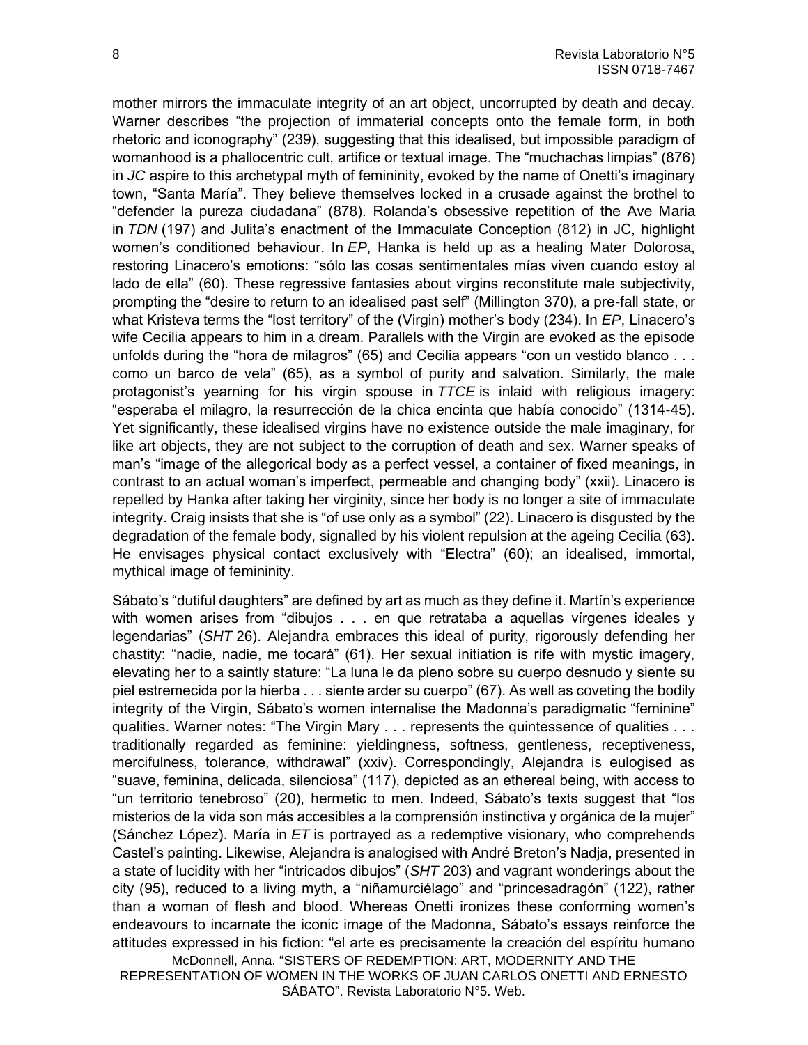mother mirrors the immaculate integrity of an art object, uncorrupted by death and decay. Warner describes "the projection of immaterial concepts onto the female form, in both rhetoric and iconography" (239), suggesting that this idealised, but impossible paradigm of womanhood is a phallocentric cult, artifice or textual image. The "muchachas limpias" (876) in *JC* aspire to this archetypal myth of femininity, evoked by the name of Onetti's imaginary town, "Santa María". They believe themselves locked in a crusade against the brothel to "defender la pureza ciudadana" (878). Rolanda's obsessive repetition of the Ave Maria in *TDN* (197) and Julita's enactment of the Immaculate Conception (812) in JC, highlight women's conditioned behaviour. In *EP*, Hanka is held up as a healing Mater Dolorosa, restoring Linacero's emotions: "sólo las cosas sentimentales mías viven cuando estoy al lado de ella" (60). These regressive fantasies about virgins reconstitute male subjectivity, prompting the "desire to return to an idealised past self" (Millington 370), a pre-fall state, or what Kristeva terms the "lost territory" of the (Virgin) mother's body (234). In *EP*, Linacero's wife Cecilia appears to him in a dream. Parallels with the Virgin are evoked as the episode unfolds during the "hora de milagros" (65) and Cecilia appears "con un vestido blanco . . . como un barco de vela" (65), as a symbol of purity and salvation. Similarly, the male protagonist's yearning for his virgin spouse in *TTCE* is inlaid with religious imagery: "esperaba el milagro, la resurrección de la chica encinta que había conocido" (1314-45). Yet significantly, these idealised virgins have no existence outside the male imaginary, for like art objects, they are not subject to the corruption of death and sex. Warner speaks of man's "image of the allegorical body as a perfect vessel, a container of fixed meanings, in contrast to an actual woman's imperfect, permeable and changing body" (xxii). Linacero is repelled by Hanka after taking her virginity, since her body is no longer a site of immaculate integrity. Craig insists that she is "of use only as a symbol" (22). Linacero is disgusted by the degradation of the female body, signalled by his violent repulsion at the ageing Cecilia (63). He envisages physical contact exclusively with "Electra" (60); an idealised, immortal, mythical image of femininity.

Sábato's "dutiful daughters" are defined by art as much as they define it. Martín's experience with women arises from "dibujos . . . en que retrataba a aquellas vírgenes ideales y legendarias" (*SHT* 26). Alejandra embraces this ideal of purity, rigorously defending her chastity: "nadie, nadie, me tocará" (61). Her sexual initiation is rife with mystic imagery, elevating her to a saintly stature: "La luna le da pleno sobre su cuerpo desnudo y siente su piel estremecida por la hierba . . . siente arder su cuerpo" (67). As well as coveting the bodily integrity of the Virgin, Sábato's women internalise the Madonna's paradigmatic "feminine" qualities. Warner notes: "The Virgin Mary . . . represents the quintessence of qualities . . . traditionally regarded as feminine: yieldingness, softness, gentleness, receptiveness, mercifulness, tolerance, withdrawal" (xxiv). Correspondingly, Alejandra is eulogised as "suave, femenina, delicada, silenciosa" (117), depicted as an ethereal being, with access to "un territorio tenebroso" (20), hermetic to men. Indeed, Sábato's texts suggest that "los misterios de la vida son más accesibles a la comprensión instinctiva y orgánica de la mujer" (Sánchez López). María in *ET* is portrayed as a redemptive visionary, who comprehends Castel's painting. Likewise, Alejandra is analogised with André Breton's Nadja, presented in a state of lucidity with her "intricados dibujos" (*SHT* 203) and vagrant wonderings about the city (95), reduced to a living myth, a "niñamurciélago" and "princesadragón" (122), rather than a woman of flesh and blood. Whereas Onetti ironizes these conforming women's endeavours to incarnate the iconic image of the Madonna, Sábato's essays reinforce the attitudes expressed in his fiction: "el arte es precisamente la creación del espíritu humano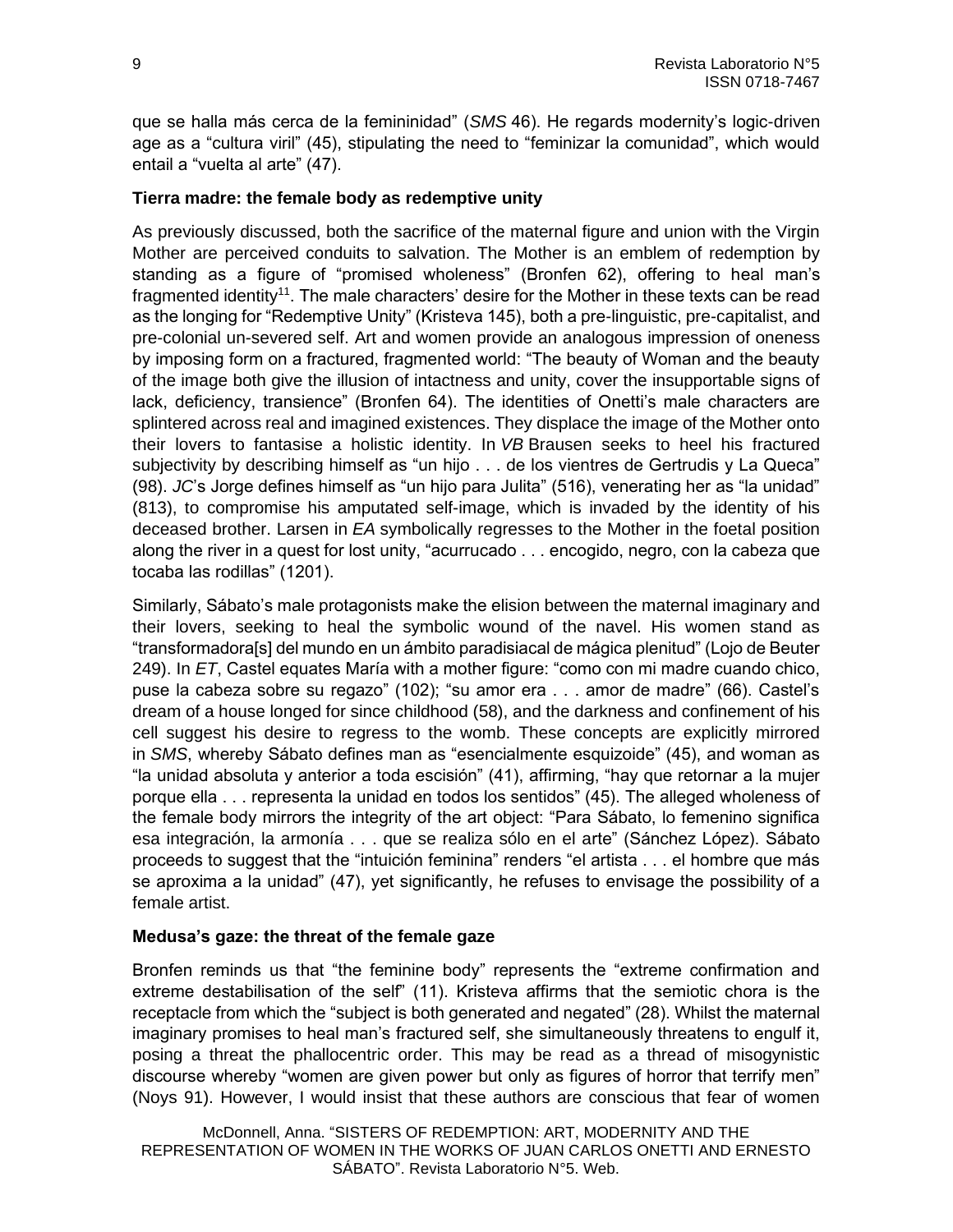que se halla más cerca de la femininidad" (*SMS* 46). He regards modernity's logic-driven age as a "cultura viril" (45), stipulating the need to "feminizar la comunidad", which would entail a "vuelta al arte" (47).

### Tierra madre: the female body as redemptive unity

As previously discussed, both the sacrifice of the maternal figure and union with the Virgin Mother are perceived conduits to salvation. The Mother is an emblem of redemption by standing as a figure of "promised wholeness" (Bronfen 62), offering to heal man's fragmented identity[11]. The male characters' desire for the Mother in these texts can be read as the longing for "Redemptive Unity" (Kristeva 145), both a pre-linguistic, pre-capitalist, and pre-colonial un-severed self. Art and women provide an analogous impression of oneness by imposing form on a fractured, fragmented world: "The beauty of Woman and the beauty of the image both give the illusion of intactness and unity, cover the insupportable signs of lack, deficiency, transience" (Bronfen 64). The identities of Onetti's male characters are splintered across real and imagined existences. They displace the image of the Mother onto their lovers to fantasise a holistic identity. In *VB* Brausen seeks to heel his fractured subjectivity by describing himself as "un hijo . . . de los vientres de Gertrudis y La Queca" (98). *JC*'s Jorge defines himself as "un hijo para Julita" (516), venerating her as "la unidad" (813), to compromise his amputated self-image, which is invaded by the identity of his deceased brother. Larsen in *EA* symbolically regresses to the Mother in the foetal position along the river in a quest for lost unity, "acurrucado . . . encogido, negro, con la cabeza que tocaba las rodillas" (1201).

Similarly, Sábato's male protagonists make the elision between the maternal imaginary and their lovers, seeking to heal the symbolic wound of the navel. His women stand as "transformadora[s] del mundo en un ámbito paradisiacal de mágica plenitud" (Lojo de Beuter 249). In *ET*, Castel equates María with a mother figure: "como con mi madre cuando chico, puse la cabeza sobre su regazo" (102); "su amor era . . . amor de madre" (66). Castel's dream of a house longed for since childhood (58), and the darkness and confinement of his cell suggest his desire to regress to the womb. These concepts are explicitly mirrored in *SMS*, whereby Sábato defines man as "esencialmente esquizoide" (45), and woman as "la unidad absoluta y anterior a toda escisión" (41), affirming, "hay que retornar a la mujer porque ella . . . representa la unidad en todos los sentidos" (45). The alleged wholeness of the female body mirrors the integrity of the art object: "Para Sábato, lo femenino significa esa integración, la armonía . . . que se realiza sólo en el arte" (Sánchez López). Sábato proceeds to suggest that the "intuición feminina" renders "el artista . . . el hombre que más se aproxima a la unidad" (47), yet significantly, he refuses to envisage the possibility of a female artist.

### Medusa's gaze: the threat of the female gaze

Bronfen reminds us that "the feminine body" represents the "extreme confirmation and extreme destabilisation of the self" (11). Kristeva affirms that the semiotic chora is the receptacle from which the "subject is both generated and negated" (28). Whilst the maternal imaginary promises to heal man's fractured self, she simultaneously threatens to engulf it, posing a threat the phallocentric order. This may be read as a thread of misogynistic discourse whereby "women are given power but only as figures of horror that terrify men" (Noys 91). However, I would insist that these authors are conscious that fear of women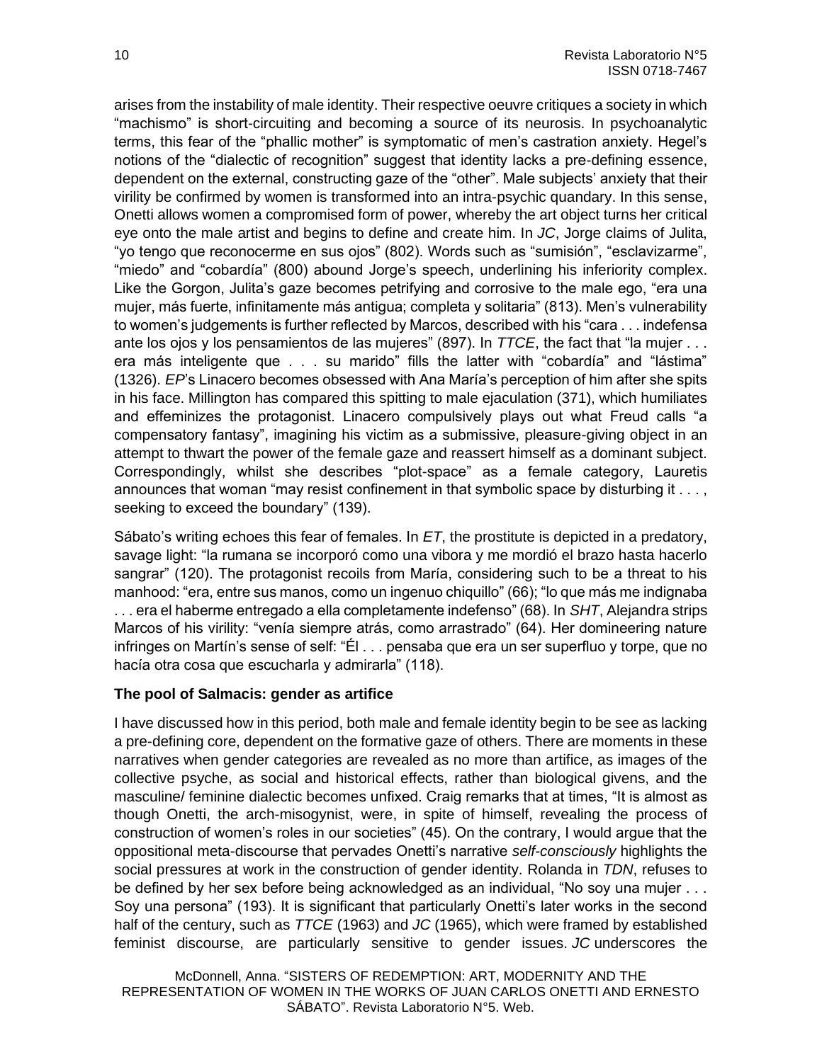arises from the instability of male identity. Their respective oeuvre critiques a society in which "machismo" is short-circuiting and becoming a source of its neurosis. In psychoanalytic terms, this fear of the "phallic mother" is symptomatic of men's castration anxiety. Hegel's notions of the "dialectic of recognition" suggest that identity lacks a pre-defining essence, dependent on the external, constructing gaze of the "other". Male subjects' anxiety that their virility be confirmed by women is transformed into an intra-psychic quandary. In this sense, Onetti allows women a compromised form of power, whereby the art object turns her critical eye onto the male artist and begins to define and create him. In *JC*, Jorge claims of Julita, "yo tengo que reconocerme en sus ojos" (802). Words such as "sumisión", "esclavizarme", "miedo" and "cobardía" (800) abound Jorge's speech, underlining his inferiority complex. Like the Gorgon, Julita's gaze becomes petrifying and corrosive to the male ego, "era una mujer, más fuerte, infinitamente más antigua; completa y solitaria" (813). Men's vulnerability to women's judgements is further reflected by Marcos, described with his "cara . . . indefensa ante los ojos y los pensamientos de las mujeres" (897). In *TTCE*, the fact that "la mujer . . . era más inteligente que . . . su marido" fills the latter with "cobardía" and "lástima" (1326). *EP*'s Linacero becomes obsessed with Ana María's perception of him after she spits in his face. Millington has compared this spitting to male ejaculation (371), which humiliates and effeminizes the protagonist. Linacero compulsively plays out what Freud calls "a compensatory fantasy", imagining his victim as a submissive, pleasure-giving object in an attempt to thwart the power of the female gaze and reassert himself as a dominant subject. Correspondingly, whilst she describes "plot-space" as a female category, Lauretis announces that woman "may resist confinement in that symbolic space by disturbing it . . . , seeking to exceed the boundary" (139).

Sábato's writing echoes this fear of females. In *ET*, the prostitute is depicted in a predatory, savage light: "la rumana se incorporó como una vibora y me mordió el brazo hasta hacerlo sangrar" (120). The protagonist recoils from María, considering such to be a threat to his manhood: "era, entre sus manos, como un ingenuo chiquillo" (66); "lo que más me indignaba . . . era el haberme entregado a ella completamente indefenso" (68). In *SHT*, Alejandra strips Marcos of his virility: "venía siempre atrás, como arrastrado" (64). Her domineering nature infringes on Martín's sense of self: "Él . . . pensaba que era un ser superfluo y torpe, que no hacía otra cosa que escucharla y admirarla" (118).

**The pool of Salmacis: gender as artifice**

I have discussed how in this period, both male and female identity begin to be see as lacking a pre-defining core, dependent on the formative gaze of others. There are moments in these narratives when gender categories are revealed as no more than artifice, as images of the collective psyche, as social and historical effects, rather than biological givens, and the masculine/ feminine dialectic becomes unfixed. Craig remarks that at times, "It is almost as though Onetti, the arch-misogynist, were, in spite of himself, revealing the process of construction of women's roles in our societies" (45). On the contrary, I would argue that the oppositional meta-discourse that pervades Onetti's narrative *self-consciously* highlights the social pressures at work in the construction of gender identity. Rolanda in *TDN*, refuses to be defined by her sex before being acknowledged as an individual, "No soy una mujer . . . Soy una persona" (193). It is significant that particularly Onetti's later works in the second half of the century, such as *TTCE* (1963) and *JC* (1965), which were framed by established feminist discourse, are particularly sensitive to gender issues. *JC* underscores the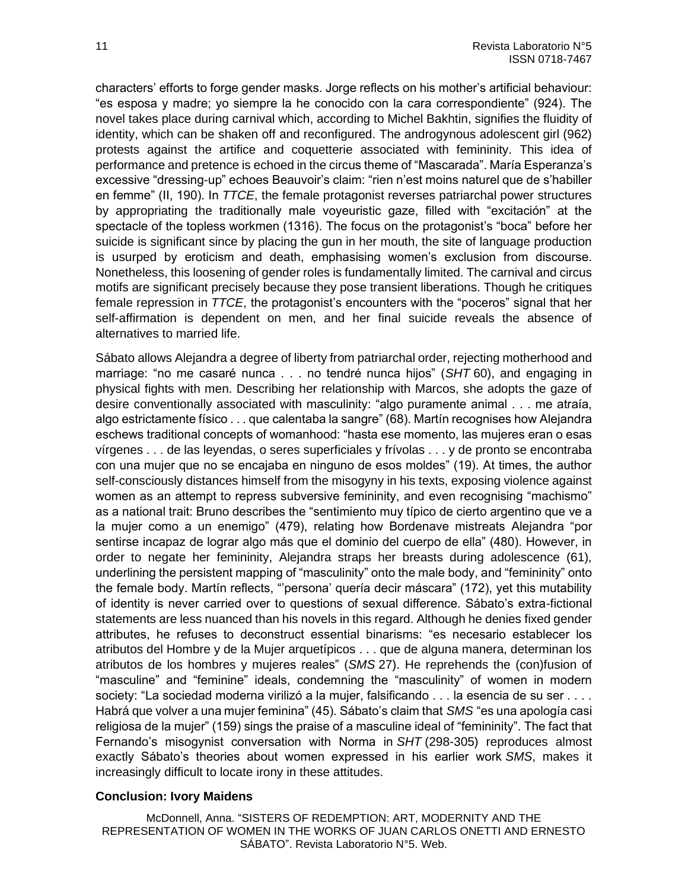characters' efforts to forge gender masks. Jorge reflects on his mother's artificial behaviour: "es esposa y madre; yo siempre la he conocido con la cara correspondiente" (924). The novel takes place during carnival which, according to Michel Bakhtin, signifies the fluidity of identity, which can be shaken off and reconfigured. The androgynous adolescent girl (962) protests against the artifice and coquetterie associated with femininity. This idea of performance and pretence is echoed in the circus theme of "Mascarada". María Esperanza's excessive "dressing-up" echoes Beauvoir's claim: "rien n'est moins naturel que de s'habiller en femme" (II, 190). In *TTCE*, the female protagonist reverses patriarchal power structures by appropriating the traditionally male voyeuristic gaze, filled with "excitación" at the spectacle of the topless workmen (1316). The focus on the protagonist's "boca" before her suicide is significant since by placing the gun in her mouth, the site of language production is usurped by eroticism and death, emphasising women's exclusion from discourse. Nonetheless, this loosening of gender roles is fundamentally limited. The carnival and circus motifs are significant precisely because they pose transient liberations. Though he critiques female repression in *TTCE*, the protagonist's encounters with the "poceros" signal that her self-affirmation is dependent on men, and her final suicide reveals the absence of alternatives to married life.

Sábato allows Alejandra a degree of liberty from patriarchal order, rejecting motherhood and marriage: "no me casaré nunca . . . no tendré nunca hijos" (*SHT* 60), and engaging in physical fights with men. Describing her relationship with Marcos, she adopts the gaze of desire conventionally associated with masculinity: "algo puramente animal . . . me atraía, algo estrictamente físico . . . que calentaba la sangre" (68). Martín recognises how Alejandra eschews traditional concepts of womanhood: "hasta ese momento, las mujeres eran o esas vírgenes . . . de las leyendas, o seres superficiales y frívolas . . . y de pronto se encontraba con una mujer que no se encajaba en ninguno de esos moldes" (19). At times, the author self-consciously distances himself from the misogyny in his texts, exposing violence against women as an attempt to repress subversive femininity, and even recognising "machismo" as a national trait: Bruno describes the "sentimiento muy típico de cierto argentino que ve a la mujer como a un enemigo" (479), relating how Bordenave mistreats Alejandra "por sentirse incapaz de lograr algo más que el dominio del cuerpo de ella" (480). However, in order to negate her femininity, Alejandra straps her breasts during adolescence (61), underlining the persistent mapping of "masculinity" onto the male body, and "femininity" onto the female body. Martín reflects, "'persona' quería decir máscara" (172), yet this mutability of identity is never carried over to questions of sexual difference. Sábato's extra-fictional statements are less nuanced than his novels in this regard. Although he denies fixed gender attributes, he refuses to deconstruct essential binarisms: "es necesario establecer los atributos del Hombre y de la Mujer arquetípicos . . . que de alguna manera, determinan los atributos de los hombres y mujeres reales" (*SMS* 27). He reprehends the (con)fusion of "masculine" and "feminine" ideals, condemning the "masculinity" of women in modern society: "La sociedad moderna virilizó a la mujer, falsificando . . . la esencia de su ser . . . . Habrá que volver a una mujer feminina" (45). Sábato's claim that *SMS* "es una apología casi religiosa de la mujer" (159) sings the praise of a masculine ideal of "femininity". The fact that Fernando's misogynist conversation with Norma in *SHT* (298-305) reproduces almost exactly Sábato's theories about women expressed in his earlier work *SMS*, makes it increasingly difficult to locate irony in these attitudes.

## Conclusion: Ivory Maidens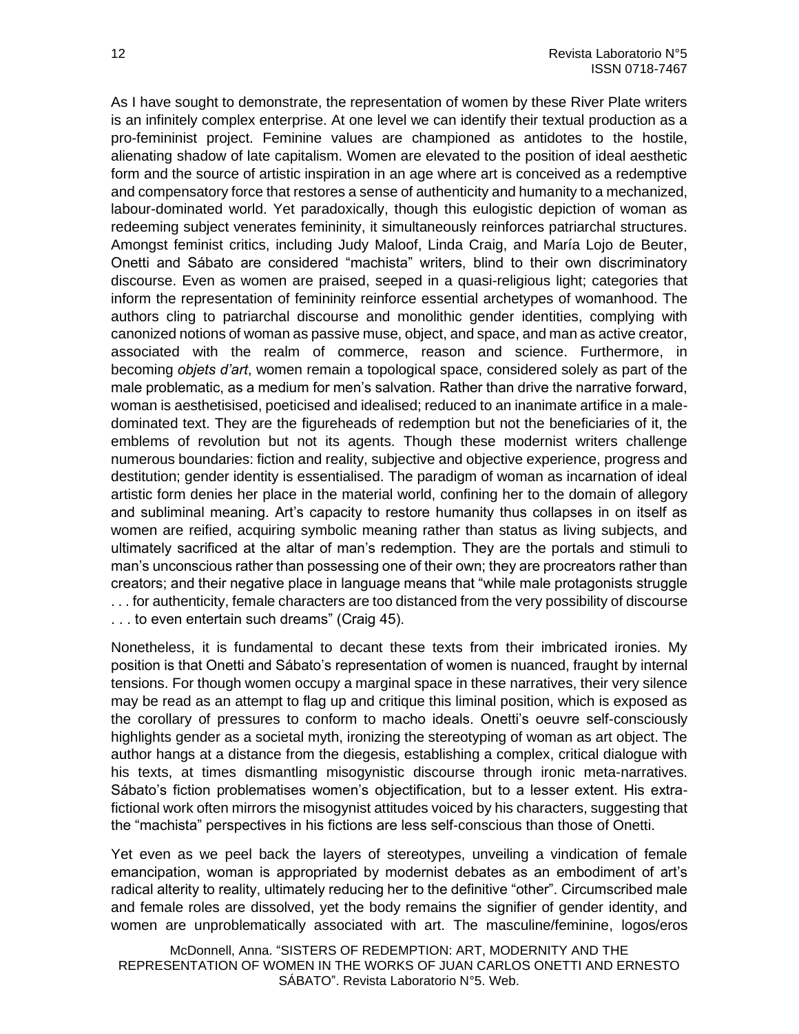As I have sought to demonstrate, the representation of women by these River Plate writers is an infinitely complex enterprise. At one level we can identify their textual production as a pro-femininist project. Feminine values are championed as antidotes to the hostile, alienating shadow of late capitalism. Women are elevated to the position of ideal aesthetic form and the source of artistic inspiration in an age where art is conceived as a redemptive and compensatory force that restores a sense of authenticity and humanity to a mechanized, labour-dominated world. Yet paradoxically, though this eulogistic depiction of woman as redeeming subject venerates femininity, it simultaneously reinforces patriarchal structures. Amongst feminist critics, including Judy Maloof, Linda Craig, and María Lojo de Beuter, Onetti and Sábato are considered "machista" writers, blind to their own discriminatory discourse. Even as women are praised, seeped in a quasi-religious light; categories that inform the representation of femininity reinforce essential archetypes of womanhood. The authors cling to patriarchal discourse and monolithic gender identities, complying with canonized notions of woman as passive muse, object, and space, and man as active creator, associated with the realm of commerce, reason and science. Furthermore, in becoming *objets d'art*, women remain a topological space, considered solely as part of the male problematic, as a medium for men's salvation. Rather than drive the narrative forward, woman is aesthetisised, poeticised and idealised; reduced to an inanimate artifice in a male-dominated text. They are the figureheads of redemption but not the beneficiaries of it, the emblems of revolution but not its agents. Though these modernist writers challenge numerous boundaries: fiction and reality, subjective and objective experience, progress and destitution; gender identity is essentialised. The paradigm of woman as incarnation of ideal artistic form denies her place in the material world, confining her to the domain of allegory and subliminal meaning. Art's capacity to restore humanity thus collapses in on itself as women are reified, acquiring symbolic meaning rather than status as living subjects, and ultimately sacrificed at the altar of man's redemption. They are the portals and stimuli to man's unconscious rather than possessing one of their own; they are procreators rather than creators; and their negative place in language means that "while male protagonists struggle . . . for authenticity, female characters are too distanced from the very possibility of discourse . . . to even entertain such dreams" (Craig 45).

Nonetheless, it is fundamental to decant these texts from their imbricated ironies. My position is that Onetti and Sábato's representation of women is nuanced, fraught by internal tensions. For though women occupy a marginal space in these narratives, their very silence may be read as an attempt to flag up and critique this liminal position, which is exposed as the corollary of pressures to conform to macho ideals. Onetti's oeuvre self-consciously highlights gender as a societal myth, ironizing the stereotyping of woman as art object. The author hangs at a distance from the diegesis, establishing a complex, critical dialogue with his texts, at times dismantling misogynistic discourse through ironic meta-narratives. Sábato's fiction problematises women's objectification, but to a lesser extent. His extra-fictional work often mirrors the misogynist attitudes voiced by his characters, suggesting that the "machista" perspectives in his fictions are less self-conscious than those of Onetti.

Yet even as we peel back the layers of stereotypes, unveiling a vindication of female emancipation, woman is appropriated by modernist debates as an embodiment of art's radical alterity to reality, ultimately reducing her to the definitive "other". Circumscribed male and female roles are dissolved, yet the body remains the signifier of gender identity, and women are unproblematically associated with art. The masculine/feminine, logos/eros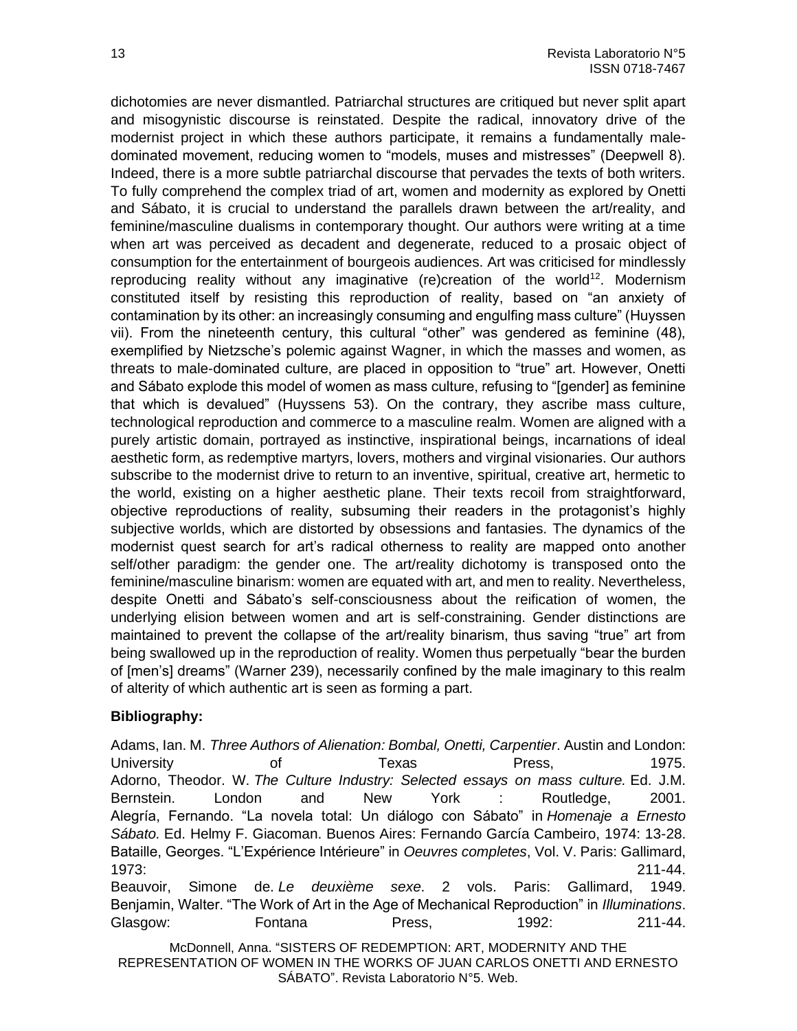dichotomies are never dismantled. Patriarchal structures are critiqued but never split apart and misogynistic discourse is reinstated. Despite the radical, innovatory drive of the modernist project in which these authors participate, it remains a fundamentally male-dominated movement, reducing women to "models, muses and mistresses" (Deepwell 8). Indeed, there is a more subtle patriarchal discourse that pervades the texts of both writers. To fully comprehend the complex triad of art, women and modernity as explored by Onetti and Sábato, it is crucial to understand the parallels drawn between the art/reality, and feminine/masculine dualisms in contemporary thought. Our authors were writing at a time when art was perceived as decadent and degenerate, reduced to a prosaic object of consumption for the entertainment of bourgeois audiences. Art was criticised for mindlessly reproducing reality without any imaginative (re)creation of the world[12]. Modernism constituted itself by resisting this reproduction of reality, based on "an anxiety of contamination by its other: an increasingly consuming and engulfing mass culture" (Huyssen vii). From the nineteenth century, this cultural "other" was gendered as feminine (48), exemplified by Nietzsche's polemic against Wagner, in which the masses and women, as threats to male-dominated culture, are placed in opposition to "true" art. However, Onetti and Sábato explode this model of women as mass culture, refusing to "[gender] as feminine that which is devalued" (Huyssens 53). On the contrary, they ascribe mass culture, technological reproduction and commerce to a masculine realm. Women are aligned with a purely artistic domain, portrayed as instinctive, inspirational beings, incarnations of ideal aesthetic form, as redemptive martyrs, lovers, mothers and virginal visionaries. Our authors subscribe to the modernist drive to return to an inventive, spiritual, creative art, hermetic to the world, existing on a higher aesthetic plane. Their texts recoil from straightforward, objective reproductions of reality, subsuming their readers in the protagonist's highly subjective worlds, which are distorted by obsessions and fantasies. The dynamics of the modernist quest search for art's radical otherness to reality are mapped onto another self/other paradigm: the gender one. The art/reality dichotomy is transposed onto the feminine/masculine binarism: women are equated with art, and men to reality. Nevertheless, despite Onetti and Sábato's self-consciousness about the reification of women, the underlying elision between women and art is self-constraining. Gender distinctions are maintained to prevent the collapse of the art/reality binarism, thus saving "true" art from being swallowed up in the reproduction of reality. Women thus perpetually "bear the burden of [men's] dreams" (Warner 239), necessarily confined by the male imaginary to this realm of alterity of which authentic art is seen as forming a part.

**Bibliography:**

Adams, Ian. M. *Three Authors of Alienation: Bombal, Onetti, Carpentier*. Austin and London: University of Texas Press, 1975.

Adorno, Theodor. W. *The Culture Industry: Selected essays on mass culture.* Ed. J.M. Bernstein. London and New York : Routledge, 2001.

Alegría, Fernando. "La novela total: Un diálogo con Sábato" in *Homenaje a Ernesto Sábato.* Ed. Helmy F. Giacoman. Buenos Aires: Fernando García Cambeiro, 1974: 13-28.

Bataille, Georges. "L'Expérience Intérieure" in *Oeuvres completes*, Vol. V. Paris: Gallimard, 1973: 211-44.

Beauvoir, Simone de. *Le deuxième sexe*. 2 vols. Paris: Gallimard, 1949.

Benjamin, Walter. "The Work of Art in the Age of Mechanical Reproduction" in *Illuminations*. Glasgow: Fontana Press, 1992: 211-44.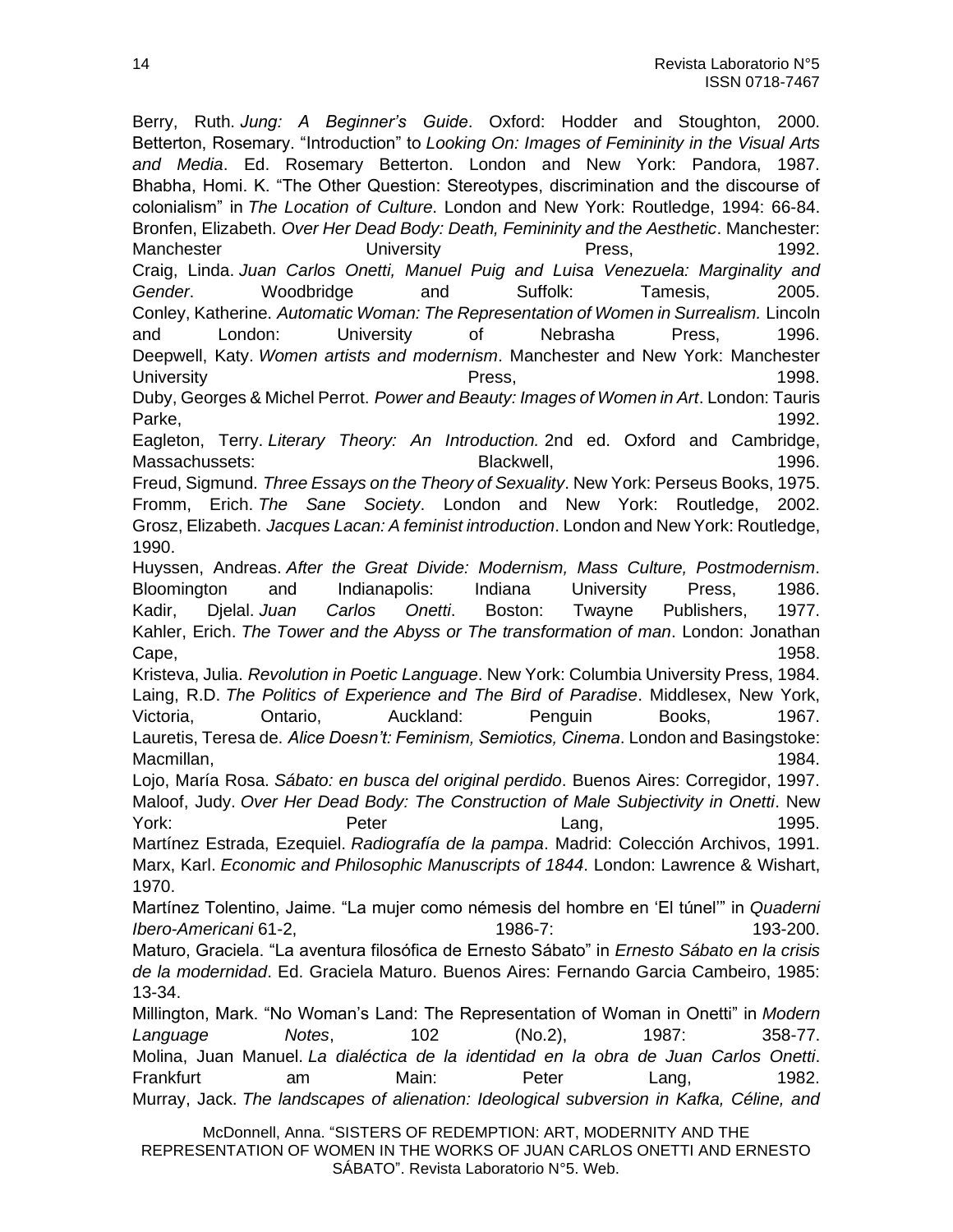Berry, Ruth. *Jung: A Beginner's Guide*. Oxford: Hodder and Stoughton, 2000.

Betterton, Rosemary. "Introduction" to *Looking On: Images of Femininity in the Visual Arts and Media*. Ed. Rosemary Betterton. London and New York: Pandora, 1987.

Bhabha, Homi. K. "The Other Question: Stereotypes, discrimination and the discourse of colonialism" in *The Location of Culture*. London and New York: Routledge, 1994: 66-84.

Bronfen, Elizabeth. *Over Her Dead Body: Death, Femininity and the Aesthetic*. Manchester: Manchester University Press, 1992.

Craig, Linda. *Juan Carlos Onetti, Manuel Puig and Luisa Venezuela: Marginality and Gender*. Woodbridge and Suffolk: Tamesis, 2005.

Conley, Katherine. *Automatic Woman: The Representation of Women in Surrealism.* Lincoln and London: University of Nebrasha Press, 1996.

Deepwell, Katy. *Women artists and modernism*. Manchester and New York: Manchester University Press, 1998.

Duby, Georges & Michel Perrot. *Power and Beauty: Images of Women in Art*. London: Tauris Parke, 1992.

Eagleton, Terry. *Literary Theory: An Introduction.* 2nd ed. Oxford and Cambridge, Massachussets: Blackwell, 1996.

Freud, Sigmund. *Three Essays on the Theory of Sexuality*. New York: Perseus Books, 1975.

Fromm, Erich. *The Sane Society*. London and New York: Routledge, 2002.

Grosz, Elizabeth. *Jacques Lacan: A feminist introduction*. London and New York: Routledge, 1990.

Huyssen, Andreas. *After the Great Divide: Modernism, Mass Culture, Postmodernism*. Bloomington and Indianapolis: Indiana University Press, 1986.

Kadir, Djelal. *Juan Carlos Onetti*. Boston: Twayne Publishers, 1977.

Kahler, Erich. *The Tower and the Abyss or The transformation of man*. London: Jonathan Cape, 1958.

Kristeva, Julia. *Revolution in Poetic Language*. New York: Columbia University Press, 1984.

Laing, R.D. *The Politics of Experience and The Bird of Paradise*. Middlesex, New York, Victoria, Ontario, Auckland: Penguin Books, 1967.

Lauretis, Teresa de. *Alice Doesn't: Feminism, Semiotics, Cinema*. London and Basingstoke: Macmillan, 1984.

Lojo, María Rosa. *Sábato: en busca del original perdido*. Buenos Aires: Corregidor, 1997.

Maloof, Judy. *Over Her Dead Body: The Construction of Male Subjectivity in Onetti*. New York: Peter Lang, 1995.

Martínez Estrada, Ezequiel. *Radiografía de la pampa*. Madrid: Colección Archivos, 1991.

Marx, Karl. *Economic and Philosophic Manuscripts of 1844*. London: Lawrence & Wishart, 1970.

Martínez Tolentino, Jaime. "La mujer como némesis del hombre en 'El túnel'" in *Quaderni Ibero-Americani* 61-2, 1986-7: 193-200.

Maturo, Graciela. "La aventura filosófica de Ernesto Sábato" in *Ernesto Sábato en la crisis de la modernidad*. Ed. Graciela Maturo. Buenos Aires: Fernando Garcia Cambeiro, 1985: 13-34.

Millington, Mark. "No Woman's Land: The Representation of Woman in Onetti" in *Modern Language Notes*, 102 (No.2), 1987: 358-77.

Molina, Juan Manuel. *La dialéctica de la identidad en la obra de Juan Carlos Onetti*. Frankfurt am Main: Peter Lang, 1982.

Murray, Jack. *The landscapes of alienation: Ideological subversion in Kafka, Céline, and*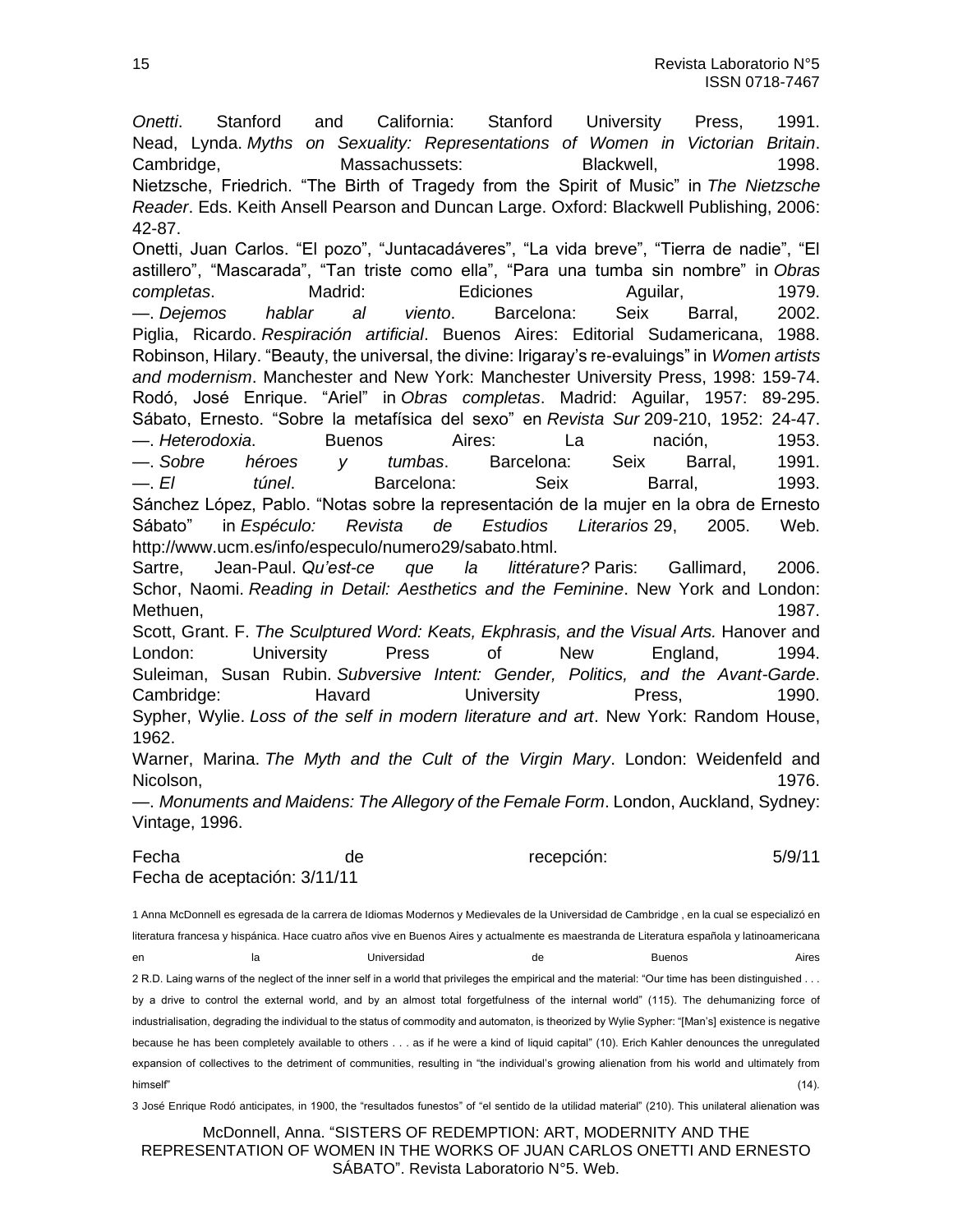*Onetti*. Stanford and California: Stanford University Press, 1991.

Nead, Lynda. *Myths on Sexuality: Representations of Women in Victorian Britain*. Cambridge, Massachussets: Blackwell, 1998.

Nietzsche, Friedrich. "The Birth of Tragedy from the Spirit of Music" in *The Nietzsche Reader*. Eds. Keith Ansell Pearson and Duncan Large. Oxford: Blackwell Publishing, 2006: 42-87.

Onetti, Juan Carlos. "El pozo", "Juntacadáveres", "La vida breve", "Tierra de nadie", "El astillero", "Mascarada", "Tan triste como ella", "Para una tumba sin nombre" in *Obras completas*. Madrid: Ediciones Aguilar, 1979.

—. *Dejemos hablar al viento*. Barcelona: Seix Barral, 2002.

Piglia, Ricardo. *Respiración artificial*. Buenos Aires: Editorial Sudamericana, 1988.

Robinson, Hilary. "Beauty, the universal, the divine: Irigaray's re-evaluings" in *Women artists and modernism*. Manchester and New York: Manchester University Press, 1998: 159-74.

Rodó, José Enrique. "Ariel" in *Obras completas*. Madrid: Aguilar, 1957: 89-295.

Sábato, Ernesto. "Sobre la metafísica del sexo" en *Revista Sur* 209-210, 1952: 24-47.

—. *Heterodoxia*. Buenos Aires: La nación, 1953.

—. *Sobre héroes y tumbas*. Barcelona: Seix Barral, 1991.

—. *El túnel*. Barcelona: Seix Barral, 1993.

Sánchez López, Pablo. "Notas sobre la representación de la mujer en la obra de Ernesto Sábato" in *Espéculo: Revista de Estudios Literarios* 29, 2005. Web. http://www.ucm.es/info/especulo/numero29/sabato.html.

Sartre, Jean-Paul. *Qu'est-ce que la littérature?* Paris: Gallimard, 2006.

Schor, Naomi. *Reading in Detail: Aesthetics and the Feminine*. New York and London: Methuen, 1987.

Scott, Grant. F. *The Sculptured Word: Keats, Ekphrasis, and the Visual Arts.* Hanover and London: University Press of New England, 1994.

Suleiman, Susan Rubin. *Subversive Intent: Gender, Politics, and the Avant-Garde*. Cambridge: Havard University Press, 1990.

Sypher, Wylie. *Loss of the self in modern literature and art*. New York: Random House, 1962.

Warner, Marina. *The Myth and the Cult of the Virgin Mary*. London: Weidenfeld and Nicolson, 1976.

—. *Monuments and Maidens: The Allegory of the Female Form*. London, Auckland, Sydney: Vintage, 1996.

Fecha de recepción: 5/9/11
Fecha de aceptación: 3/11/11

1 Anna McDonnell es egresada de la carrera de Idiomas Modernos y Medievales de la Universidad de Cambridge , en la cual se especializó en literatura francesa y hispánica. Hace cuatro años vive en Buenos Aires y actualmente es maestranda de Literatura española y latinoamericana en la Universidad de Buenos Aires

2 R.D. Laing warns of the neglect of the inner self in a world that privileges the empirical and the material: "Our time has been distinguished . . . by a drive to control the external world, and by an almost total forgetfulness of the internal world" (115). The dehumanizing force of industrialisation, degrading the individual to the status of commodity and automaton, is theorized by Wylie Sypher: "[Man's] existence is negative because he has been completely available to others . . . as if he were a kind of liquid capital" (10). Erich Kahler denounces the unregulated expansion of collectives to the detriment of communities, resulting in "the individual's growing alienation from his world and ultimately from himself" (14).

3 José Enrique Rodó anticipates, in 1900, the "resultados funestos" of "el sentido de la utilidad material" (210). This unilateral alienation was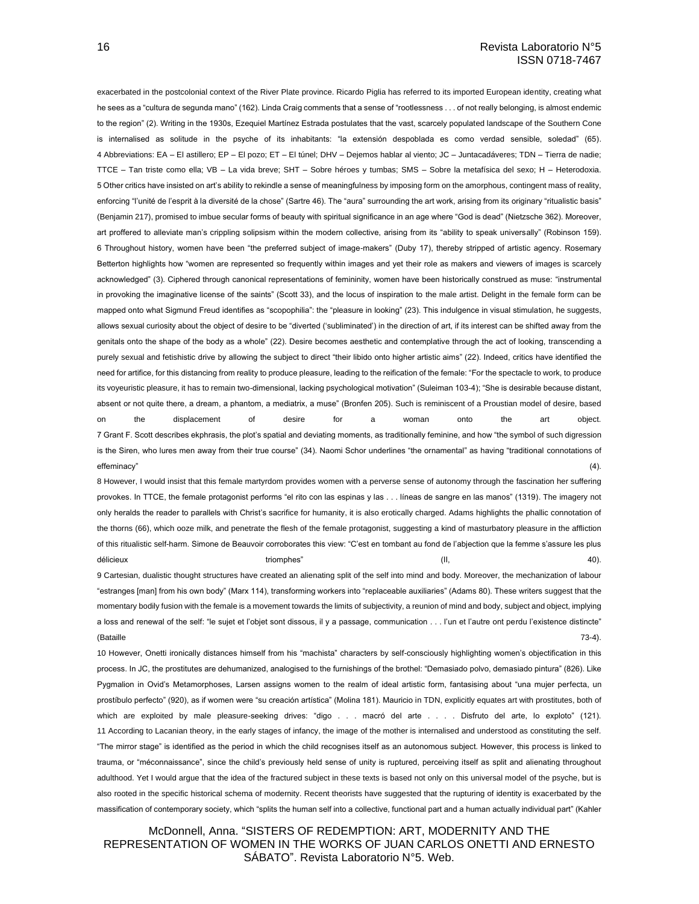exacerbated in the postcolonial context of the River Plate province. Ricardo Piglia has referred to its imported European identity, creating what he sees as a "cultura de segunda mano" (162). Linda Craig comments that a sense of "rootlessness . . . of not really belonging, is almost endemic to the region" (2). Writing in the 1930s, Ezequiel Martínez Estrada postulates that the vast, scarcely populated landscape of the Southern Cone is internalised as solitude in the psyche of its inhabitants: "la extensión despoblada es como verdad sensible, soledad" (65).

4 Abbreviations: EA – El astillero; EP – El pozo; ET – El túnel; DHV – Dejemos hablar al viento; JC – Juntacadáveres; TDN – Tierra de nadie; TTCE – Tan triste como ella; VB – La vida breve; SHT – Sobre héroes y tumbas; SMS – Sobre la metafísica del sexo; H – Heterodoxia.

5 Other critics have insisted on art's ability to rekindle a sense of meaningfulness by imposing form on the amorphous, contingent mass of reality, enforcing "l'unité de l'esprit à la diversité de la chose" (Sartre 46). The "aura" surrounding the art work, arising from its originary "ritualistic basis" (Benjamin 217), promised to imbue secular forms of beauty with spiritual significance in an age where "God is dead" (Nietzsche 362). Moreover, art proffered to alleviate man's crippling solipsism within the modern collective, arising from its "ability to speak universally" (Robinson 159).

6 Throughout history, women have been "the preferred subject of image-makers" (Duby 17), thereby stripped of artistic agency. Rosemary Betterton highlights how "women are represented so frequently within images and yet their role as makers and viewers of images is scarcely acknowledged" (3). Ciphered through canonical representations of femininity, women have been historically construed as muse: "instrumental in provoking the imaginative license of the saints" (Scott 33), and the locus of inspiration to the male artist. Delight in the female form can be mapped onto what Sigmund Freud identifies as "scopophilia": the "pleasure in looking" (23). This indulgence in visual stimulation, he suggests, allows sexual curiosity about the object of desire to be "diverted ('subliminated') in the direction of art, if its interest can be shifted away from the genitals onto the shape of the body as a whole" (22). Desire becomes aesthetic and contemplative through the act of looking, transcending a purely sexual and fetishistic drive by allowing the subject to direct "their libido onto higher artistic aims" (22). Indeed, critics have identified the need for artifice, for this distancing from reality to produce pleasure, leading to the reification of the female: "For the spectacle to work, to produce its voyeuristic pleasure, it has to remain two-dimensional, lacking psychological motivation" (Suleiman 103-4); "She is desirable because distant, absent or not quite there, a dream, a phantom, a mediatrix, a muse" (Bronfen 205). Such is reminiscent of a Proustian model of desire, based on the displacement of desire for a woman onto the art object.

7 Grant F. Scott describes ekphrasis, the plot's spatial and deviating moments, as traditionally feminine, and how "the symbol of such digression is the Siren, who lures men away from their true course" (34). Naomi Schor underlines "the ornamental" as having "traditional connotations of effeminacy" (4).

8 However, I would insist that this female martyrdom provides women with a perverse sense of autonomy through the fascination her suffering provokes. In TTCE, the female protagonist performs "el rito con las espinas y las . . . líneas de sangre en las manos" (1319). The imagery not only heralds the reader to parallels with Christ's sacrifice for humanity, it is also erotically charged. Adams highlights the phallic connotation of the thorns (66), which ooze milk, and penetrate the flesh of the female protagonist, suggesting a kind of masturbatory pleasure in the affliction of this ritualistic self-harm. Simone de Beauvoir corroborates this view: "C'est en tombant au fond de l'abjection que la femme s'assure les plus délicieux triomphes" (II, 40).

9 Cartesian, dualistic thought structures have created an alienating split of the self into mind and body. Moreover, the mechanization of labour "estranges [man] from his own body" (Marx 114), transforming workers into "replaceable auxiliaries" (Adams 80). These writers suggest that the momentary bodily fusion with the female is a movement towards the limits of subjectivity, a reunion of mind and body, subject and object, implying a loss and renewal of the self: "le sujet et l'objet sont dissous, il y a passage, communication . . . l'un et l'autre ont perdu l'existence distincte" (Bataille 73-4).

10 However, Onetti ironically distances himself from his "machista" characters by self-consciously highlighting women's objectification in this process. In JC, the prostitutes are dehumanized, analogised to the furnishings of the brothel: "Demasiado polvo, demasiado pintura" (826). Like Pygmalion in Ovid's Metamorphoses, Larsen assigns women to the realm of ideal artistic form, fantasising about "una mujer perfecta, un prostíbulo perfecto" (920), as if women were "su creación artística" (Molina 181). Mauricio in TDN, explicitly equates art with prostitutes, both of which are exploited by male pleasure-seeking drives: "digo . . . macró del arte . . . . Disfruto del arte, lo exploto" (121).

11 According to Lacanian theory, in the early stages of infancy, the image of the mother is internalised and understood as constituting the self. "The mirror stage" is identified as the period in which the child recognises itself as an autonomous subject. However, this process is linked to trauma, or "méconnaissance", since the child's previously held sense of unity is ruptured, perceiving itself as split and alienating throughout adulthood. Yet I would argue that the idea of the fractured subject in these texts is based not only on this universal model of the psyche, but is also rooted in the specific historical schema of modernity. Recent theorists have suggested that the rupturing of identity is exacerbated by the massification of contemporary society, which "splits the human self into a collective, functional part and a human actually individual part" (Kahler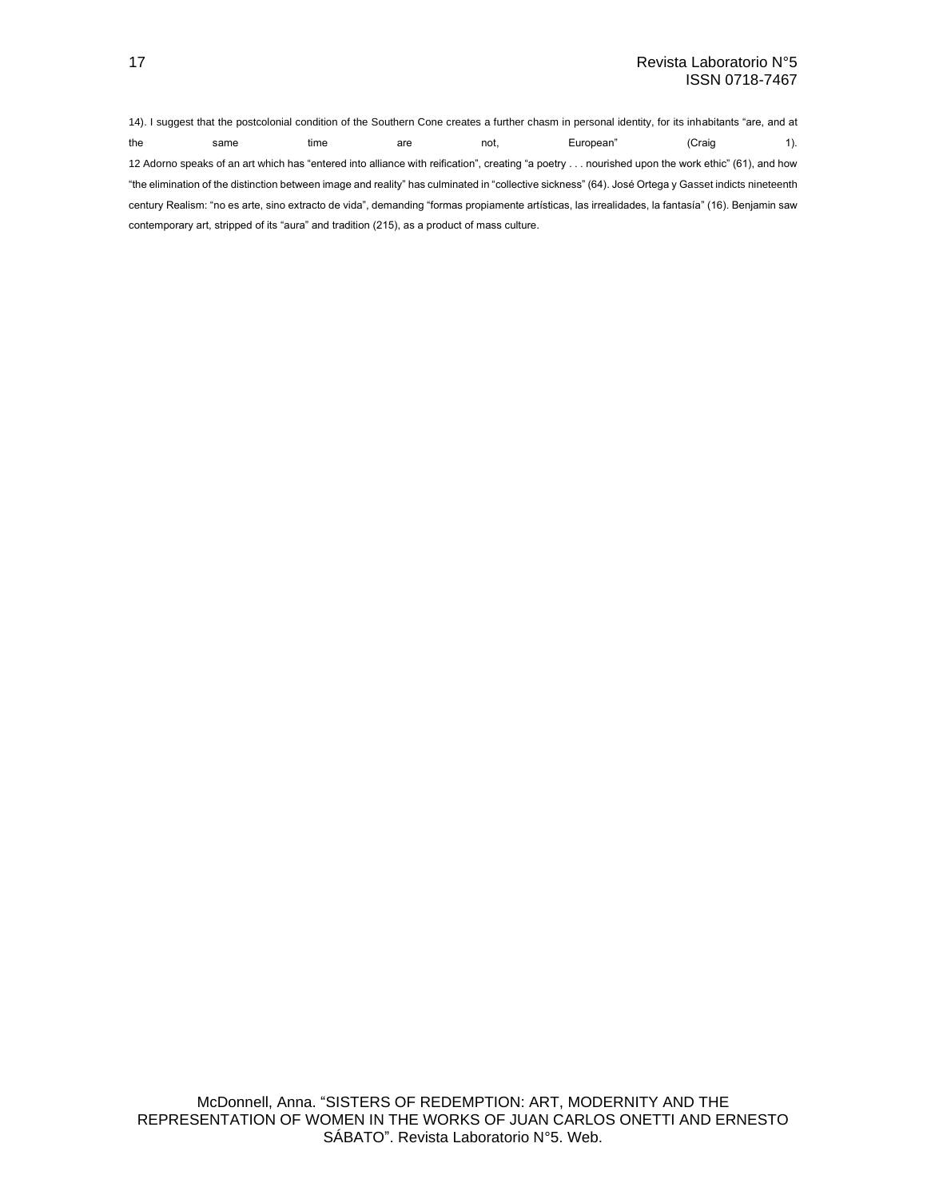14). I suggest that the postcolonial condition of the Southern Cone creates a further chasm in personal identity, for its inhabitants "are, and at the same time are not, European" (Craig 1).

12 Adorno speaks of an art which has "entered into alliance with reification", creating "a poetry . . . nourished upon the work ethic" (61), and how "the elimination of the distinction between image and reality" has culminated in "collective sickness" (64). José Ortega y Gasset indicts nineteenth century Realism: "no es arte, sino extracto de vida", demanding "formas propiamente artísticas, las irrealidades, la fantasía" (16). Benjamin saw contemporary art, stripped of its "aura" and tradition (215), as a product of mass culture.